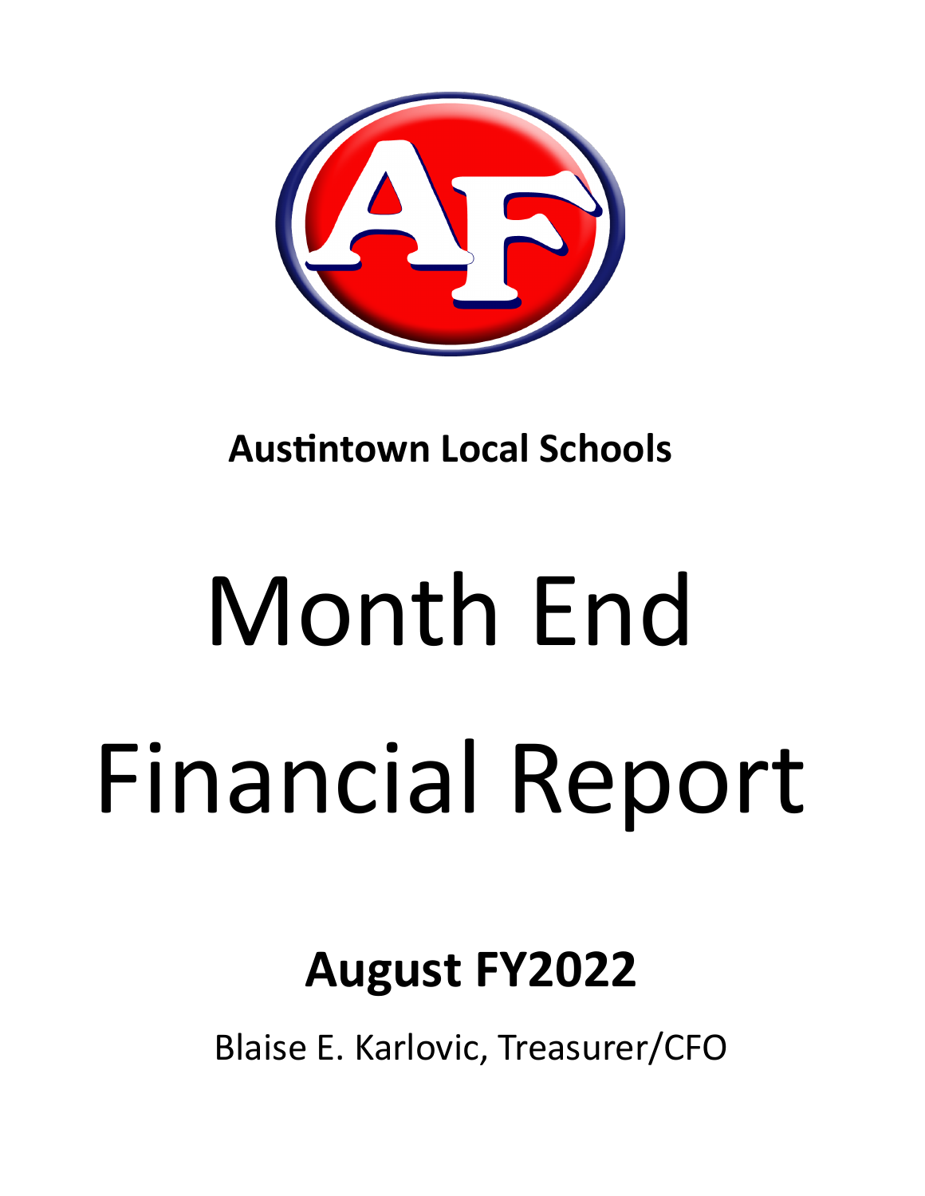**Austintown Local Schools**

# Month End Financial Report

## August FY2022

Blaise E. Karlovic, Treasurer/CFO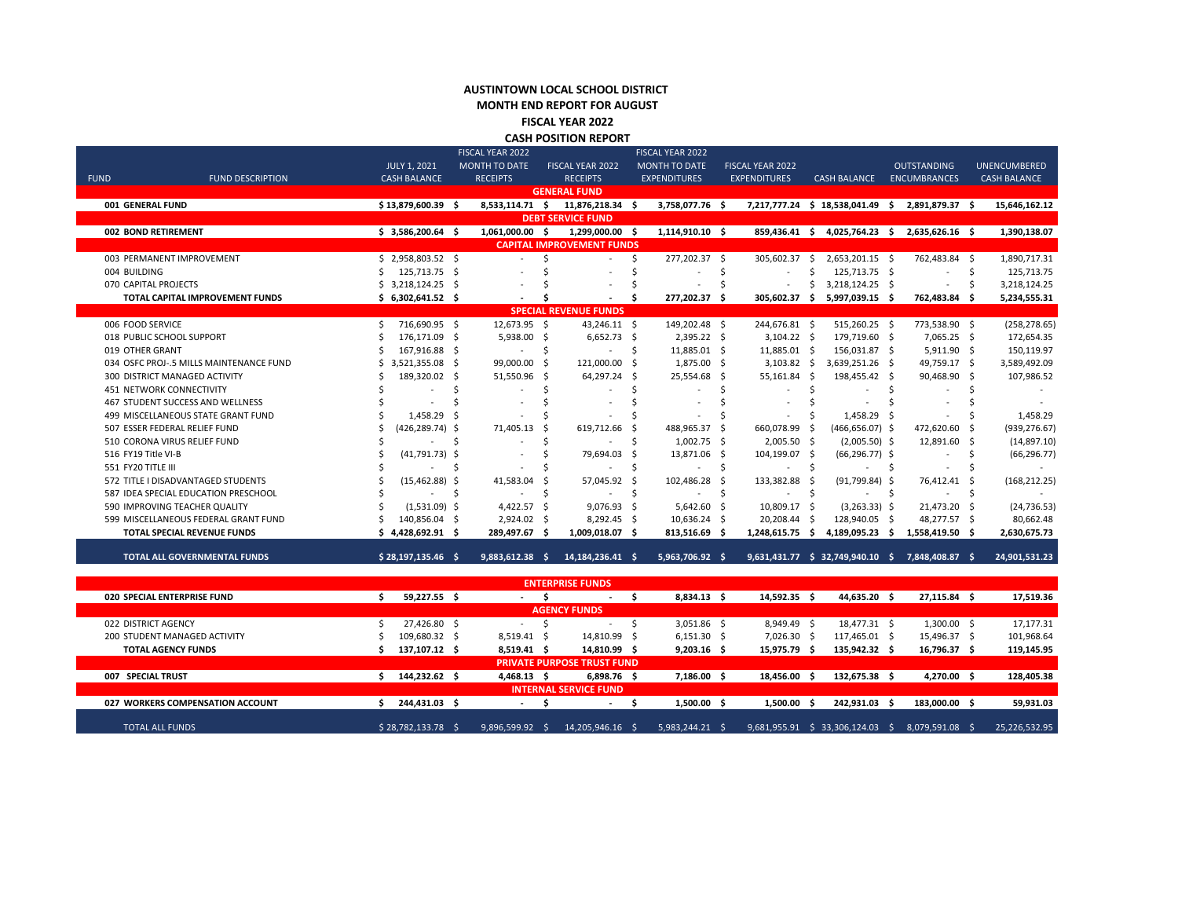**AUSTINTOWN LOCAL SCHOOL DISTRICT**
**MONTH END REPORT FOR AUGUST**
**FISCAL YEAR 2022**
**CASH POSITION REPORT**

| FUND | FUND DESCRIPTION | JULY 1, 2021 CASH BALANCE | FISCAL YEAR 2022 MONTH TO DATE RECEIPTS | FISCAL YEAR 2022 RECEIPTS | FISCAL YEAR 2022 MONTH TO DATE EXPENDITURES | FISCAL YEAR 2022 EXPENDITURES | CASH BALANCE | OUTSTANDING ENCUMBRANCES | UNENCUMBERED CASH BALANCE |
|---|---|---|---|---|---|---|---|---|---|
| | **GENERAL FUND** | | | | | | | | |
| **001** | **GENERAL FUND** | **$ 13,879,600.39** | **$ 8,533,114.71** | **$ 11,876,218.34** | **$ 3,758,077.76** | **$ 7,217,777.24** | **$ 18,538,041.49** | **$ 2,891,879.37** | **$ 15,646,162.12** |
| | **DEBT SERVICE FUND** | | | | | | | | |
| **002** | **BOND RETIREMENT** | **$ 3,586,200.64** | **$ 1,061,000.00** | **$ 1,299,000.00** | **$ 1,114,910.10** | **$ 859,436.41** | **$ 4,025,764.23** | **$ 2,635,626.16** | **$ 1,390,138.07** |
| | **CAPITAL IMPROVEMENT FUNDS** | | | | | | | | |
| 003 | PERMANENT IMPROVEMENT | $ 2,958,803.52 | $ - | $ - | $ 277,202.37 | $ 305,602.37 | $ 2,653,201.15 | $ 762,483.84 | $ 1,890,717.31 |
| 004 | BUILDING | $ 125,713.75 | $ - | $ - | $ - | $ - | $ 125,713.75 | $ - | $ 125,713.75 |
| 070 | CAPITAL PROJECTS | $ 3,218,124.25 | $ - | $ - | $ - | $ - | $ 3,218,124.25 | $ - | $ 3,218,124.25 |
| | **TOTAL CAPITAL IMPROVEMENT FUNDS** | **$ 6,302,641.52** | **$ -** | **$ -** | **$ 277,202.37** | **$ 305,602.37** | **$ 5,997,039.15** | **$ 762,483.84** | **$ 5,234,555.31** |
| | **SPECIAL REVENUE FUNDS** | | | | | | | | |
| 006 | FOOD SERVICE | $ 716,690.95 | $ 12,673.95 | $ 43,246.11 | $ 149,202.48 | $ 244,676.81 | $ 515,260.25 | $ 773,538.90 | $ (258,278.65) |
| 018 | PUBLIC SCHOOL SUPPORT | $ 176,171.09 | $ 5,938.00 | $ 6,652.73 | $ 2,395.22 | $ 3,104.22 | $ 179,719.60 | $ 7,065.25 | $ 172,654.35 |
| 019 | OTHER GRANT | $ 167,916.88 | $ - | $ - | $ 11,885.01 | $ 11,885.01 | $ 156,031.87 | $ 5,911.90 | $ 150,119.97 |
| 034 | OSFC PROJ-.5 MILLS MAINTENANCE FUND | $ 3,521,355.08 | $ 99,000.00 | $ 121,000.00 | $ 1,875.00 | $ 3,103.82 | $ 3,639,251.26 | $ 49,759.17 | $ 3,589,492.09 |
| 300 | DISTRICT MANAGED ACTIVITY | $ 189,320.02 | $ 51,550.96 | $ 64,297.24 | $ 25,554.68 | $ 55,161.84 | $ 198,455.42 | $ 90,468.90 | $ 107,986.52 |
| 451 | NETWORK CONNECTIVITY | $ - | $ - | $ - | $ - | $ - | $ - | $ - | $ - |
| 467 | STUDENT SUCCESS AND WELLNESS | $ - | $ - | $ - | $ - | $ - | $ - | $ - | $ - |
| 499 | MISCELLANEOUS STATE GRANT FUND | $ 1,458.29 | $ - | $ - | $ - | $ - | $ 1,458.29 | $ - | $ 1,458.29 |
| 507 | ESSER FEDERAL RELIEF FUND | $ (426,289.74) | $ 71,405.13 | $ 619,712.66 | $ 488,965.37 | $ 660,078.99 | $ (466,656.07) | $ 472,620.60 | $ (939,276.67) |
| 510 | CORONA VIRUS RELIEF FUND | $ - | $ - | $ - | $ 1,002.75 | $ 2,005.50 | $ (2,005.50) | $ 12,891.60 | $ (14,897.10) |
| 516 | FY19 Title VI-B | $ (41,791.73) | $ - | $ 79,694.03 | $ 13,871.06 | $ 104,199.07 | $ (66,296.77) | $ - | $ (66,296.77) |
| 551 | FY20 TITLE III | $ - | $ - | $ - | $ - | $ - | $ - | $ - | $ - |
| 572 | TITLE I DISADVANTAGED STUDENTS | $ (15,462.88) | $ 41,583.04 | $ 57,045.92 | $ 102,486.28 | $ 133,382.88 | $ (91,799.84) | $ 76,412.41 | $ (168,212.25) |
| 587 | IDEA SPECIAL EDUCATION PRESCHOOL | $ - | $ - | $ - | $ - | $ - | $ - | $ - | $ - |
| 590 | IMPROVING TEACHER QUALITY | $ (1,531.09) | $ 4,422.57 | $ 9,076.93 | $ 5,642.60 | $ 10,809.17 | $ (3,263.33) | $ 21,473.20 | $ (24,736.53) |
| 599 | MISCELLANEOUS FEDERAL GRANT FUND | $ 140,856.04 | $ 2,924.02 | $ 8,292.45 | $ 10,636.24 | $ 20,208.44 | $ 128,940.05 | $ 48,277.57 | $ 80,662.48 |
| | **TOTAL SPECIAL REVENUE FUNDS** | **$ 4,428,692.91** | **$ 289,497.67** | **$ 1,009,018.07** | **$ 813,516.69** | **$ 1,248,615.75** | **$ 4,189,095.23** | **$ 1,558,419.50** | **$ 2,630,675.73** |
| | **TOTAL ALL GOVERNMENTAL FUNDS** | **$ 28,197,135.46** | **$ 9,883,612.38** | **$ 14,184,236.41** | **$ 5,963,706.92** | **$ 9,631,431.77** | **$ 32,749,940.10** | **$ 7,848,408.87** | **$ 24,901,531.23** |
| | **ENTERPRISE FUNDS** | | | | | | | | |
| **020** | **SPECIAL ENTERPRISE FUND** | **$ 59,227.55** | **$ -** | **$ -** | **$ 8,834.13** | **$ 14,592.35** | **$ 44,635.20** | **$ 27,115.84** | **$ 17,519.36** |
| | **AGENCY FUNDS** | | | | | | | | |
| 022 | DISTRICT AGENCY | $ 27,426.80 | $ - | $ - | $ 3,051.86 | $ 8,949.49 | $ 18,477.31 | $ 1,300.00 | $ 17,177.31 |
| 200 | STUDENT MANAGED ACTIVITY | $ 109,680.32 | $ 8,519.41 | $ 14,810.99 | $ 6,151.30 | $ 7,026.30 | $ 117,465.01 | $ 15,496.37 | $ 101,968.64 |
| | **TOTAL AGENCY FUNDS** | **$ 137,107.12** | **$ 8,519.41** | **$ 14,810.99** | **$ 9,203.16** | **$ 15,975.79** | **$ 135,942.32** | **$ 16,796.37** | **$ 119,145.95** |
| | **PRIVATE PURPOSE TRUST FUND** | | | | | | | | |
| **007** | **SPECIAL TRUST** | **$ 144,232.62** | **$ 4,468.13** | **$ 6,898.76** | **$ 7,186.00** | **$ 18,456.00** | **$ 132,675.38** | **$ 4,270.00** | **$ 128,405.38** |
| | **INTERNAL SERVICE FUND** | | | | | | | | |
| **027** | **WORKERS COMPENSATION ACCOUNT** | **$ 244,431.03** | **$ -** | **$ -** | **$ 1,500.00** | **$ 1,500.00** | **$ 242,931.03** | **$ 183,000.00** | **$ 59,931.03** |
| | TOTAL ALL FUNDS | $ 28,782,133.78 | $ 9,896,599.92 | $ 14,205,946.16 | $ 5,983,244.21 | $ 9,681,955.91 | $ 33,306,124.03 | $ 8,079,591.08 | $ 25,226,532.95 |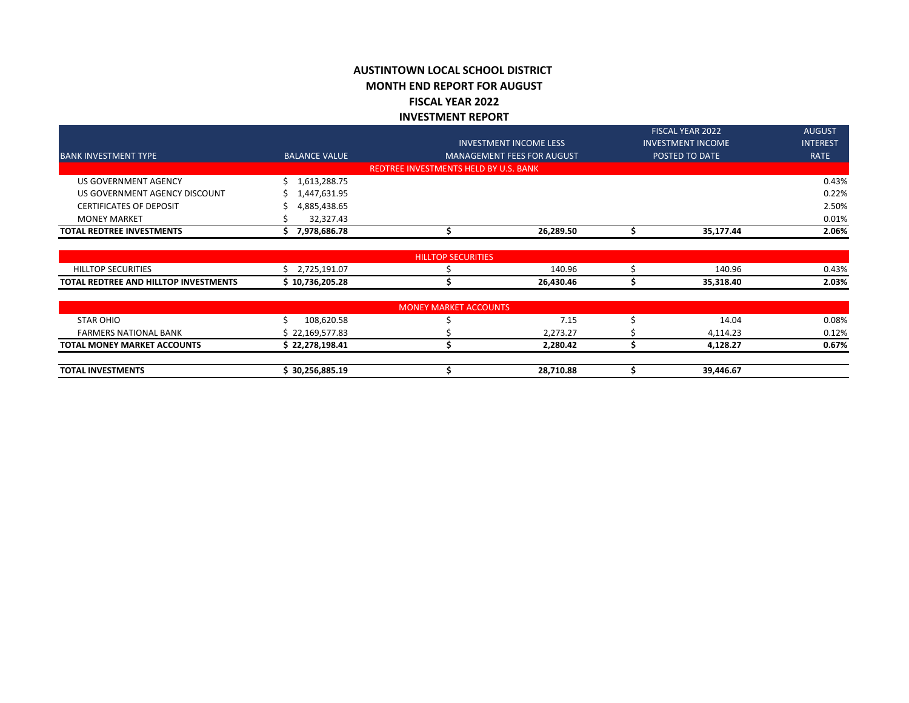# AUSTINTOWN LOCAL SCHOOL DISTRICT
## MONTH END REPORT FOR AUGUST
## FISCAL YEAR 2022
## INVESTMENT REPORT

| BANK INVESTMENT TYPE | BALANCE VALUE | INVESTMENT INCOME LESS MANAGEMENT FEES FOR AUGUST | FISCAL YEAR 2022 INVESTMENT INCOME POSTED TO DATE | AUGUST INTEREST RATE |
|---|---|---|---|---|
| REDTREE INVESTMENTS HELD BY U.S. BANK | | | | |
| US GOVERNMENT AGENCY | $ 1,613,288.75 | | | 0.43% |
| US GOVERNMENT AGENCY DISCOUNT | $ 1,447,631.95 | | | 0.22% |
| CERTIFICATES OF DEPOSIT | $ 4,885,438.65 | | | 2.50% |
| MONEY MARKET | $ 32,327.43 | | | 0.01% |
| **TOTAL REDTREE INVESTMENTS** | **$ 7,978,686.78** | **$ 26,289.50** | **$ 35,177.44** | **2.06%** |
| HILLTOP SECURITIES | | | | |
| HILLTOP SECURITIES | $ 2,725,191.07 | $ 140.96 | $ 140.96 | 0.43% |
| **TOTAL REDTREE AND HILLTOP INVESTMENTS** | **$ 10,736,205.28** | **$ 26,430.46** | **$ 35,318.40** | **2.03%** |
| MONEY MARKET ACCOUNTS | | | | |
| STAR OHIO | $ 108,620.58 | $ 7.15 | $ 14.04 | 0.08% |
| FARMERS NATIONAL BANK | $ 22,169,577.83 | $ 2,273.27 | $ 4,114.23 | 0.12% |
| **TOTAL MONEY MARKET ACCOUNTS** | **$ 22,278,198.41** | **$ 2,280.42** | **$ 4,128.27** | **0.67%** |
| **TOTAL INVESTMENTS** | **$ 30,256,885.19** | **$ 28,710.88** | **$ 39,446.67** | |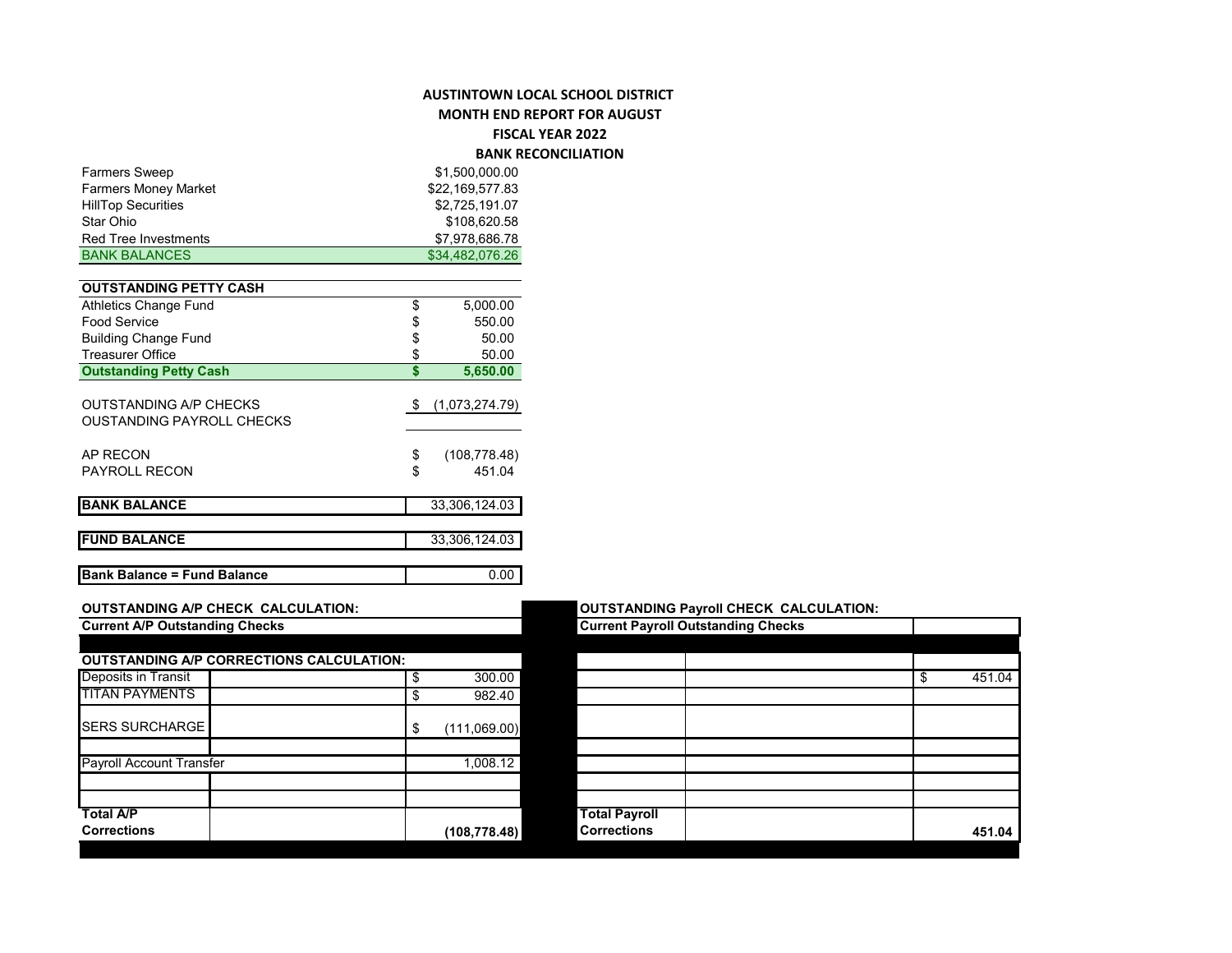# AUSTINTOWN LOCAL SCHOOL DISTRICT
## MONTH END REPORT FOR AUGUST
## FISCAL YEAR 2022
## BANK RECONCILIATION

| | |
|---|---|
| Farmers Sweep | $1,500,000.00 |
| Farmers Money Market | $22,169,577.83 |
| HillTop Securities | $2,725,191.07 |
| Star Ohio | $108,620.58 |
| Red Tree Investments | $7,978,686.78 |
| BANK BALANCES | $34,482,076.26 |

| OUTSTANDING PETTY CASH | |
|---|---|
| Athletics Change Fund | $ 5,000.00 |
| Food Service | $ 550.00 |
| Building Change Fund | $ 50.00 |
| Treasurer Office | $ 50.00 |
| **Outstanding Petty Cash** | **$ 5,650.00** |

| | |
|---|---|
| OUTSTANDING A/P CHECKS | $ (1,073,274.79) |
| OUSTANDING PAYROLL CHECKS | |
| AP RECON | $ (108,778.48) |
| PAYROLL RECON | $ 451.04 |
| **BANK BALANCE** | 33,306,124.03 |
| **FUND BALANCE** | 33,306,124.03 |
| **Bank Balance = Fund Balance** | 0.00 |

**OUTSTANDING A/P CHECK CALCULATION:**

| **Current A/P Outstanding Checks** | | |
|---|---|---|
| **OUTSTANDING A/P CORRECTIONS CALCULATION:** | | |
| Deposits in Transit | | $ 300.00 |
| TITAN PAYMENTS | | $ 982.40 |
| SERS SURCHARGE | | $ (111,069.00) |
| | | |
| Payroll Account Transfer | | 1,008.12 |
| | | |
| | | |
| **Total A/P Corrections** | | **(108,778.48)** |

**OUTSTANDING Payroll CHECK CALCULATION:**

| **Current Payroll Outstanding Checks** | | |
|---|---|---|
| | | |
| | | $ 451.04 |
| | | |
| | | |
| | | |
| | | |
| | | |
| | | |
| **Total Payroll Corrections** | | **451.04** |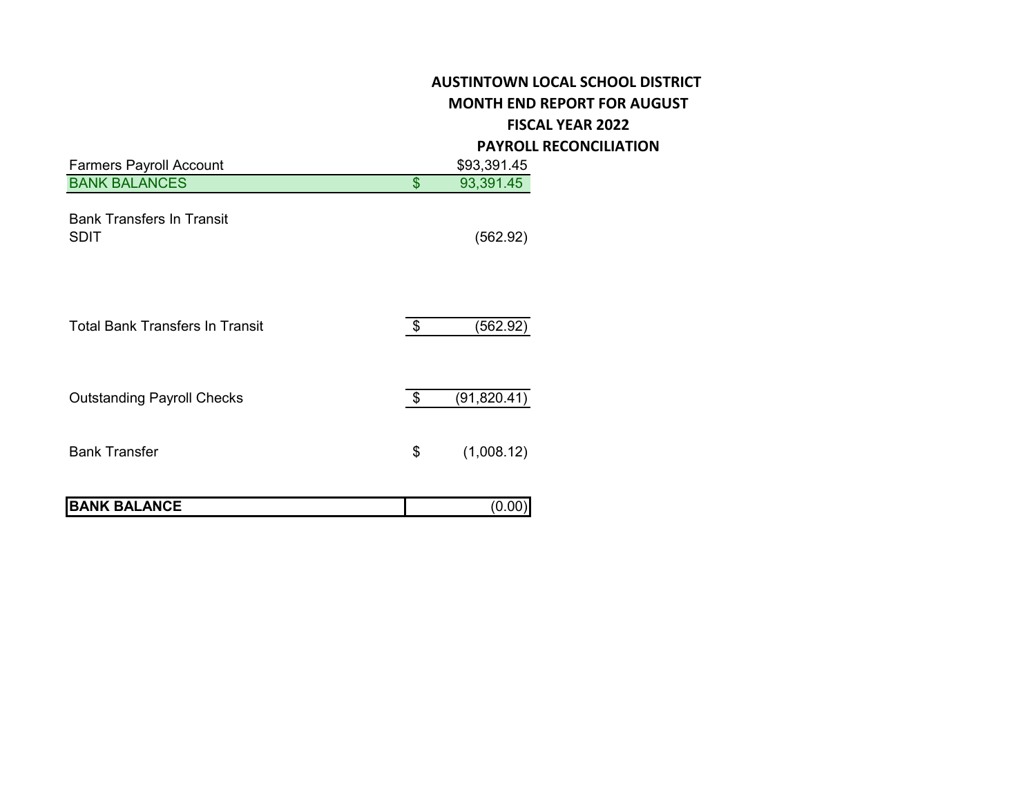# AUSTINTOWN LOCAL SCHOOL DISTRICT

## MONTH END REPORT FOR AUGUST

## FISCAL YEAR 2022

## PAYROLL RECONCILIATION

| | | |
|---|---|---|
| Farmers Payroll Account | | $93,391.45 |
| BANK BALANCES | $ | 93,391.45 |
| | | |
| Bank Transfers In Transit | | |
| SDIT | | (562.92) |
| | | |
| Total Bank Transfers In Transit | $ | (562.92) |
| | | |
| Outstanding Payroll Checks | $ | (91,820.41) |
| | | |
| Bank Transfer | $ | (1,008.12) |
| | | |
| **BANK BALANCE** | | (0.00) |